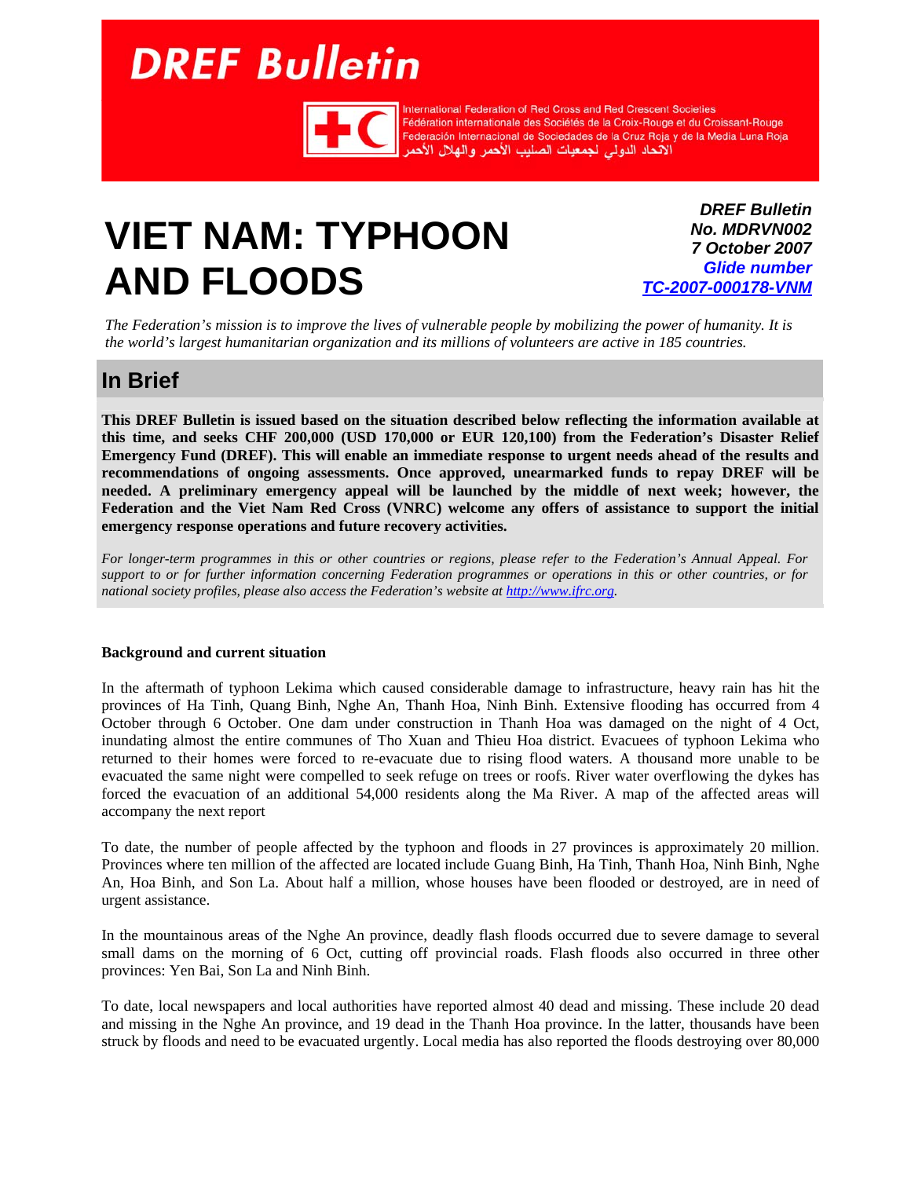# DREF Bulletin

International Federation of Red Cross and Red Crescent Societies
Fédération internationale des Sociétés de la Croix-Rouge et du Croissant-Rouge
Federación Internacional de Sociedades de la Cruz Roja y de la Media Luna Roja
الاتحاد الدولي لجمعيات الصليب الأحمر والهلال الأحمر

# VIET NAM: TYPHOON AND FLOODS

***DREF Bulletin***
***No. MDRVN002***
***7 October 2007***
***Glide number***
***TC-2007-000178-VNM***

*The Federation's mission is to improve the lives of vulnerable people by mobilizing the power of humanity. It is the world's largest humanitarian organization and its millions of volunteers are active in 185 countries.*

## In Brief

**This DREF Bulletin is issued based on the situation described below reflecting the information available at this time, and seeks CHF 200,000 (USD 170,000 or EUR 120,100) from the Federation's Disaster Relief Emergency Fund (DREF). This will enable an immediate response to urgent needs ahead of the results and recommendations of ongoing assessments. Once approved, unearmarked funds to repay DREF will be needed. A preliminary emergency appeal will be launched by the middle of next week; however, the Federation and the Viet Nam Red Cross (VNRC) welcome any offers of assistance to support the initial emergency response operations and future recovery activities.**

*For longer-term programmes in this or other countries or regions, please refer to the Federation's Annual Appeal. For support to or for further information concerning Federation programmes or operations in this or other countries, or for national society profiles, please also access the Federation's website at http://www.ifrc.org.*

**Background and current situation**

In the aftermath of typhoon Lekima which caused considerable damage to infrastructure, heavy rain has hit the provinces of Ha Tinh, Quang Binh, Nghe An, Thanh Hoa, Ninh Binh. Extensive flooding has occurred from 4 October through 6 October. One dam under construction in Thanh Hoa was damaged on the night of 4 Oct, inundating almost the entire communes of Tho Xuan and Thieu Hoa district. Evacuees of typhoon Lekima who returned to their homes were forced to re-evacuate due to rising flood waters. A thousand more unable to be evacuated the same night were compelled to seek refuge on trees or roofs. River water overflowing the dykes has forced the evacuation of an additional 54,000 residents along the Ma River. A map of the affected areas will accompany the next report

To date, the number of people affected by the typhoon and floods in 27 provinces is approximately 20 million. Provinces where ten million of the affected are located include Guang Binh, Ha Tinh, Thanh Hoa, Ninh Binh, Nghe An, Hoa Binh, and Son La. About half a million, whose houses have been flooded or destroyed, are in need of urgent assistance.

In the mountainous areas of the Nghe An province, deadly flash floods occurred due to severe damage to several small dams on the morning of 6 Oct, cutting off provincial roads. Flash floods also occurred in three other provinces: Yen Bai, Son La and Ninh Binh.

To date, local newspapers and local authorities have reported almost 40 dead and missing. These include 20 dead and missing in the Nghe An province, and 19 dead in the Thanh Hoa province. In the latter, thousands have been struck by floods and need to be evacuated urgently. Local media has also reported the floods destroying over 80,000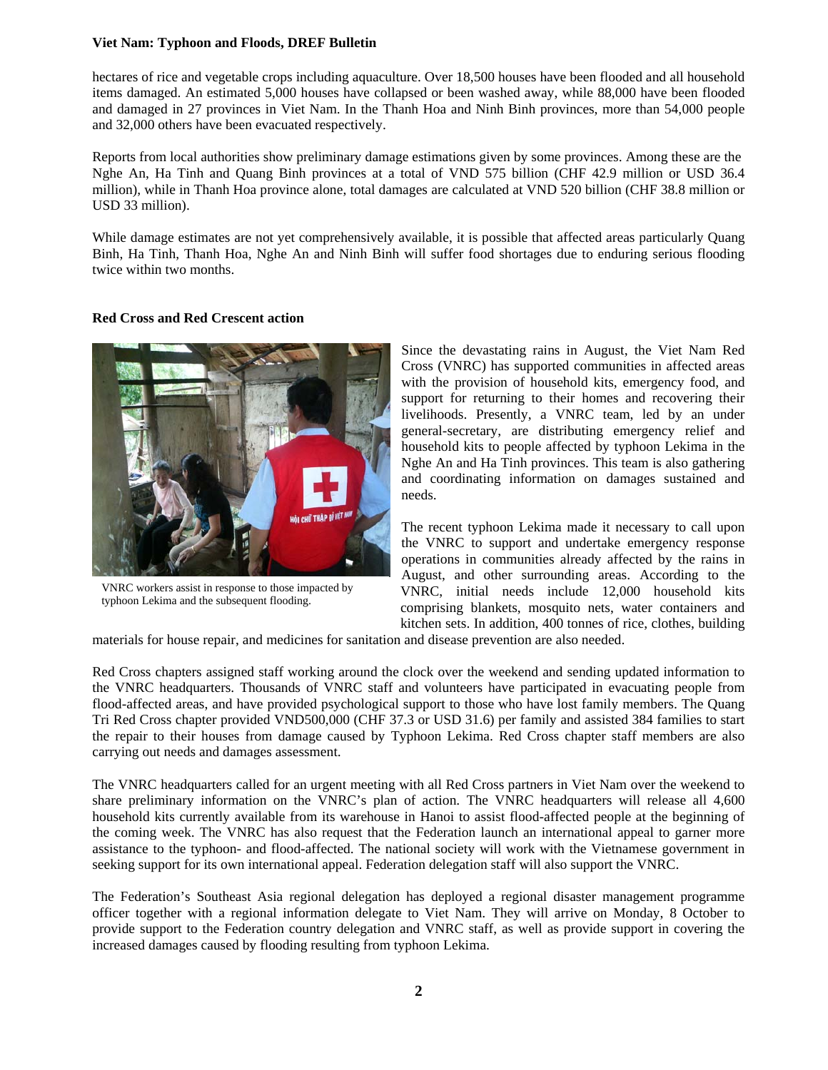hectares of rice and vegetable crops including aquaculture. Over 18,500 houses have been flooded and all household items damaged. An estimated 5,000 houses have collapsed or been washed away, while 88,000 have been flooded and damaged in 27 provinces in Viet Nam. In the Thanh Hoa and Ninh Binh provinces, more than 54,000 people and 32,000 others have been evacuated respectively.

Reports from local authorities show preliminary damage estimations given by some provinces. Among these are the Nghe An, Ha Tinh and Quang Binh provinces at a total of VND 575 billion (CHF 42.9 million or USD 36.4 million), while in Thanh Hoa province alone, total damages are calculated at VND 520 billion (CHF 38.8 million or USD 33 million).

While damage estimates are not yet comprehensively available, it is possible that affected areas particularly Quang Binh, Ha Tinh, Thanh Hoa, Nghe An and Ninh Binh will suffer food shortages due to enduring serious flooding twice within two months.

**Red Cross and Red Crescent action**

VNRC workers assist in response to those impacted by typhoon Lekima and the subsequent flooding.

Since the devastating rains in August, the Viet Nam Red Cross (VNRC) has supported communities in affected areas with the provision of household kits, emergency food, and support for returning to their homes and recovering their livelihoods. Presently, a VNRC team, led by an under general-secretary, are distributing emergency relief and household kits to people affected by typhoon Lekima in the Nghe An and Ha Tinh provinces. This team is also gathering and coordinating information on damages sustained and needs.

The recent typhoon Lekima made it necessary to call upon the VNRC to support and undertake emergency response operations in communities already affected by the rains in August, and other surrounding areas. According to the VNRC, initial needs include 12,000 household kits comprising blankets, mosquito nets, water containers and kitchen sets. In addition, 400 tonnes of rice, clothes, building materials for house repair, and medicines for sanitation and disease prevention are also needed.

Red Cross chapters assigned staff working around the clock over the weekend and sending updated information to the VNRC headquarters. Thousands of VNRC staff and volunteers have participated in evacuating people from flood-affected areas, and have provided psychological support to those who have lost family members. The Quang Tri Red Cross chapter provided VND500,000 (CHF 37.3 or USD 31.6) per family and assisted 384 families to start the repair to their houses from damage caused by Typhoon Lekima. Red Cross chapter staff members are also carrying out needs and damages assessment.

The VNRC headquarters called for an urgent meeting with all Red Cross partners in Viet Nam over the weekend to share preliminary information on the VNRC's plan of action. The VNRC headquarters will release all 4,600 household kits currently available from its warehouse in Hanoi to assist flood-affected people at the beginning of the coming week. The VNRC has also request that the Federation launch an international appeal to garner more assistance to the typhoon- and flood-affected. The national society will work with the Vietnamese government in seeking support for its own international appeal. Federation delegation staff will also support the VNRC.

The Federation's Southeast Asia regional delegation has deployed a regional disaster management programme officer together with a regional information delegate to Viet Nam. They will arrive on Monday, 8 October to provide support to the Federation country delegation and VNRC staff, as well as provide support in covering the increased damages caused by flooding resulting from typhoon Lekima.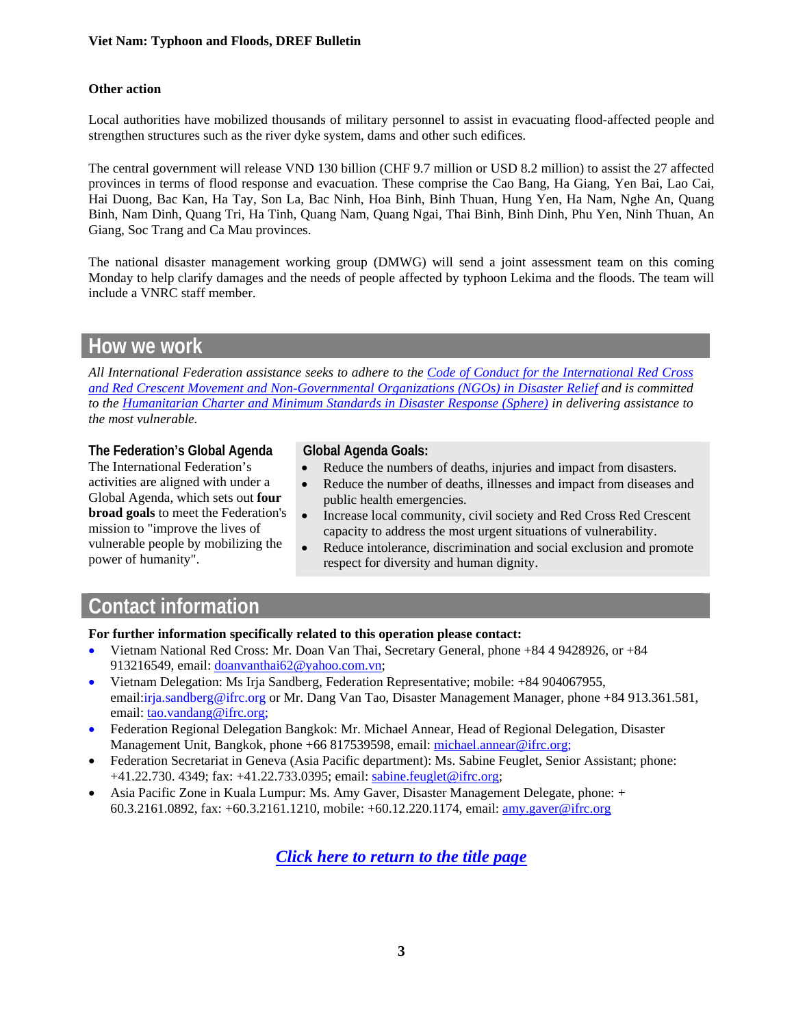**Other action**

Local authorities have mobilized thousands of military personnel to assist in evacuating flood-affected people and strengthen structures such as the river dyke system, dams and other such edifices.

The central government will release VND 130 billion (CHF 9.7 million or USD 8.2 million) to assist the 27 affected provinces in terms of flood response and evacuation. These comprise the Cao Bang, Ha Giang, Yen Bai, Lao Cai, Hai Duong, Bac Kan, Ha Tay, Son La, Bac Ninh, Hoa Binh, Binh Thuan, Hung Yen, Ha Nam, Nghe An, Quang Binh, Nam Dinh, Quang Tri, Ha Tinh, Quang Nam, Quang Ngai, Thai Binh, Binh Dinh, Phu Yen, Ninh Thuan, An Giang, Soc Trang and Ca Mau provinces.

The national disaster management working group (DMWG) will send a joint assessment team on this coming Monday to help clarify damages and the needs of people affected by typhoon Lekima and the floods. The team will include a VNRC staff member.

## How we work

*All International Federation assistance seeks to adhere to the Code of Conduct for the International Red Cross and Red Crescent Movement and Non-Governmental Organizations (NGOs) in Disaster Relief and is committed to the Humanitarian Charter and Minimum Standards in Disaster Response (Sphere) in delivering assistance to the most vulnerable.*

**The Federation's Global Agenda**
The International Federation's activities are aligned with under a Global Agenda, which sets out **four broad goals** to meet the Federation's mission to "improve the lives of vulnerable people by mobilizing the power of humanity".

**Global Agenda Goals:**

- Reduce the numbers of deaths, injuries and impact from disasters.
- Reduce the number of deaths, illnesses and impact from diseases and public health emergencies.
- Increase local community, civil society and Red Cross Red Crescent capacity to address the most urgent situations of vulnerability.
- Reduce intolerance, discrimination and social exclusion and promote respect for diversity and human dignity.

## Contact information

**For further information specifically related to this operation please contact:**

- Vietnam National Red Cross: Mr. Doan Van Thai, Secretary General, phone +84 4 9428926, or +84 913216549, email: doanvanthai62@yahoo.com.vn;
- Vietnam Delegation: Ms Irja Sandberg, Federation Representative; mobile: +84 904067955, email:irja.sandberg@ifrc.org or Mr. Dang Van Tao, Disaster Management Manager, phone +84 913.361.581, email: tao.vandang@ifrc.org;
- Federation Regional Delegation Bangkok: Mr. Michael Annear, Head of Regional Delegation, Disaster Management Unit, Bangkok, phone +66 817539598, email: michael.annear@ifrc.org;
- Federation Secretariat in Geneva (Asia Pacific department): Ms. Sabine Feuglet, Senior Assistant; phone: +41.22.730. 4349; fax: +41.22.733.0395; email: sabine.feuglet@ifrc.org;
- Asia Pacific Zone in Kuala Lumpur: Ms. Amy Gaver, Disaster Management Delegate, phone: + 60.3.2161.0892, fax: +60.3.2161.1210, mobile: +60.12.220.1174, email: amy.gaver@ifrc.org

***Click here to return to the title page***